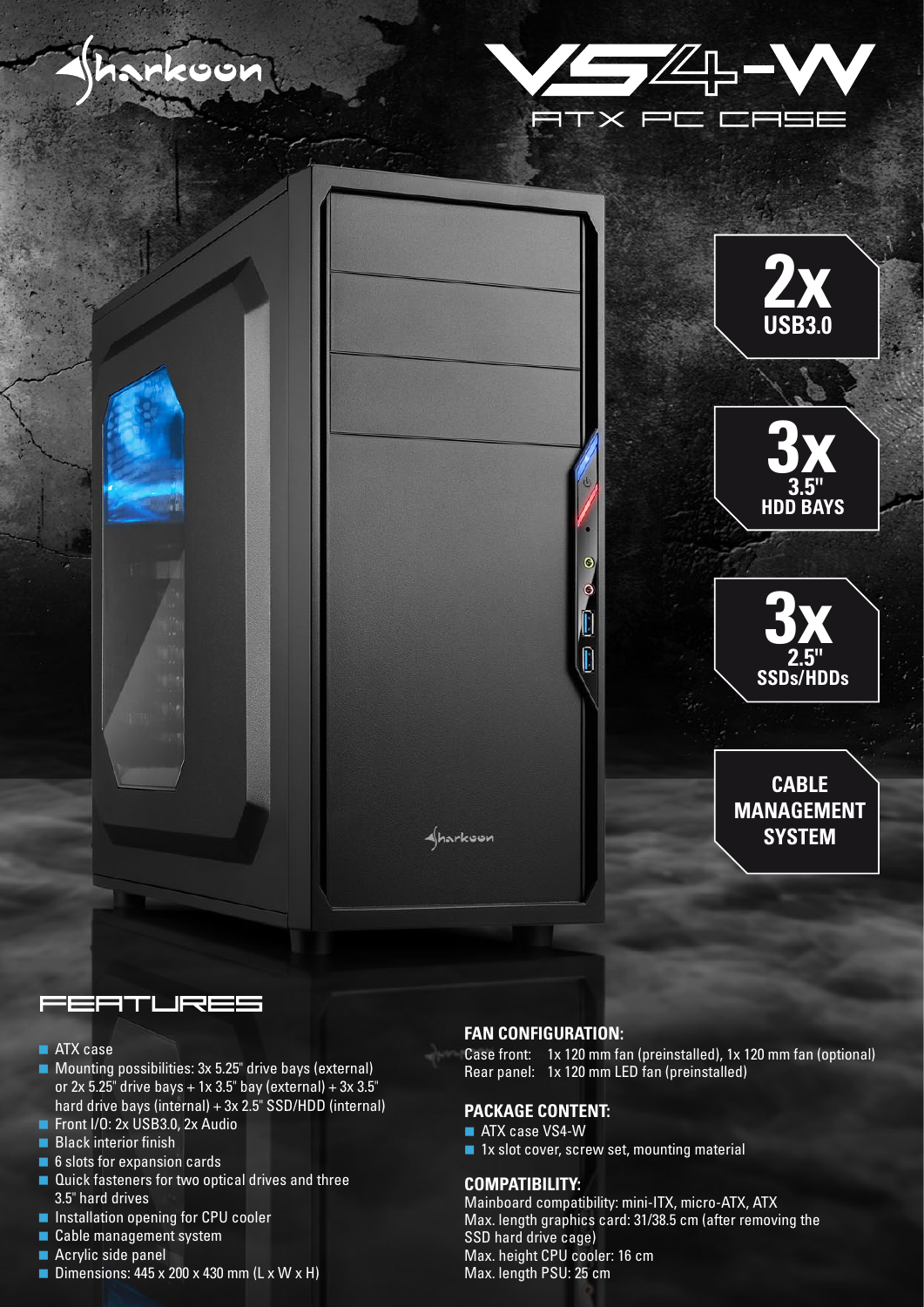Sharkoon

# VS4-W

ATX PC CASE

**2x** USB3.0

**3x** 3.5" HDD BAYS

**3x** 2.5" SSDs/HDDs

**CABLE MANAGEMENT SYSTEM**

## FEATURES

- ATX case
- Mounting possibilities: 3x 5.25" drive bays (external) or 2x 5.25" drive bays + 1x 3.5" bay (external) + 3x 3.5" hard drive bays (internal) + 3x 2.5" SSD/HDD (internal)
- Front I/O: 2x USB3.0, 2x Audio
- Black interior finish
- 6 slots for expansion cards
- Quick fasteners for two optical drives and three 3.5" hard drives
- Installation opening for CPU cooler
- Cable management system
- Acrylic side panel
- Dimensions: 445 x 200 x 430 mm (L x W x H)

### FAN CONFIGURATION:

Case front: 1x 120 mm fan (preinstalled), 1x 120 mm fan (optional)
Rear panel: 1x 120 mm LED fan (preinstalled)

### PACKAGE CONTENT:

- ATX case VS4-W
- 1x slot cover, screw set, mounting material

### COMPATIBILITY:

Mainboard compatibility: mini-ITX, micro-ATX, ATX
Max. length graphics card: 31/38.5 cm (after removing the SSD hard drive cage)
Max. height CPU cooler: 16 cm
Max. length PSU: 25 cm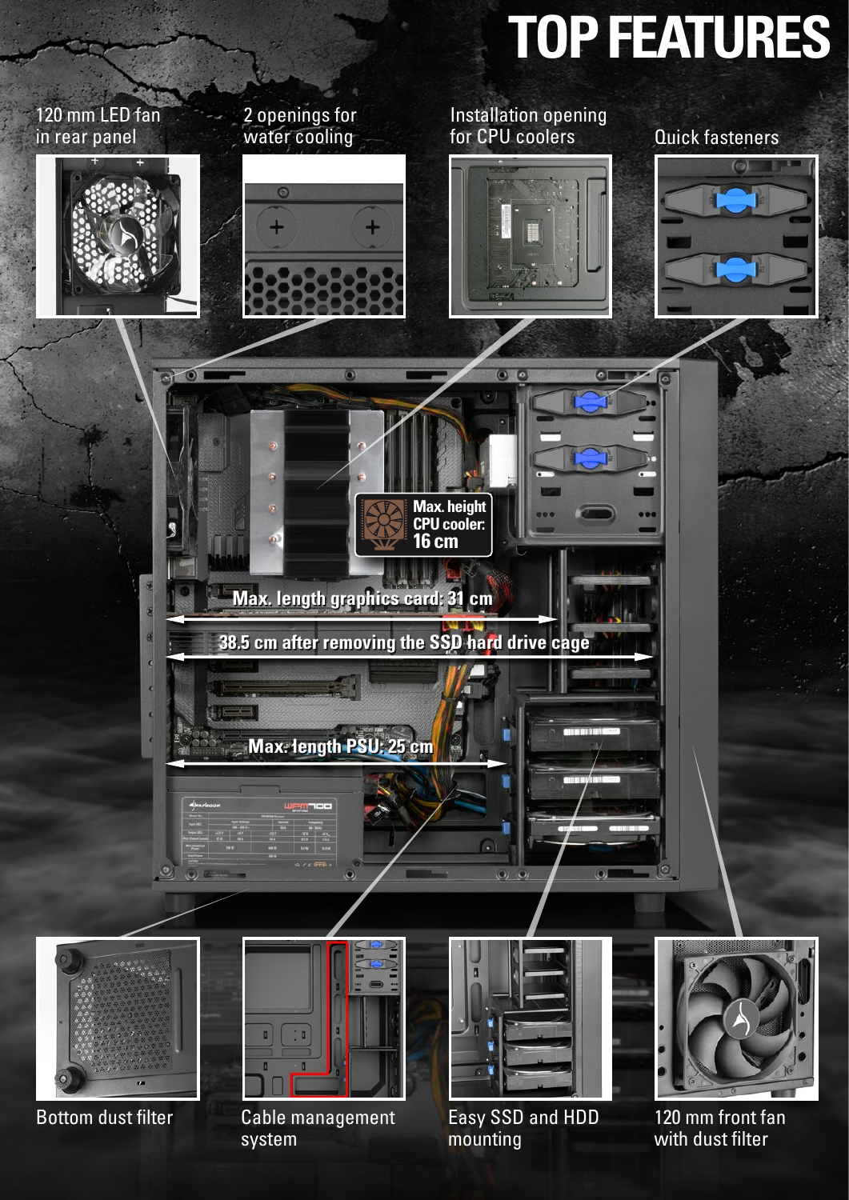# TOP FEATURES

120 mm LED fan in rear panel

2 openings for water cooling

Installation opening for CPU coolers

Quick fasteners

Max. height CPU cooler: 16 cm

Max. length graphics card: 31 cm

38.5 cm after removing the SSD hard drive cage

Max. length PSU: 25 cm

Bottom dust filter

Cable management system

Easy SSD and HDD mounting

120 mm front fan with dust filter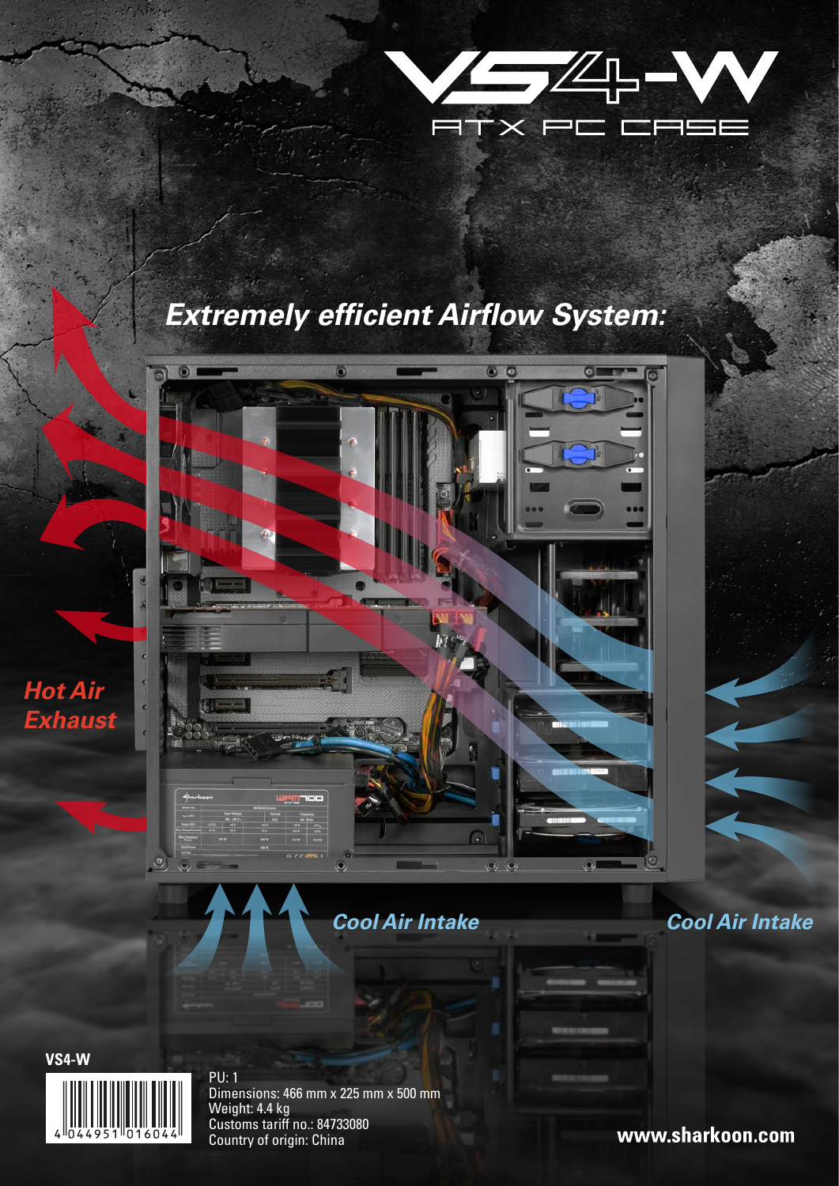# VS4-W

ATX PC CASE

## *Extremely efficient Airflow System:*

*Hot Air Exhaust*

*Cool Air Intake*

*Cool Air Intake*

**VS4-W**

4 044951 016044

PU: 1
Dimensions: 466 mm x 225 mm x 500 mm
Weight: 4.4 kg
Customs tariff no.: 84733080
Country of origin: China

**www.sharkoon.com**